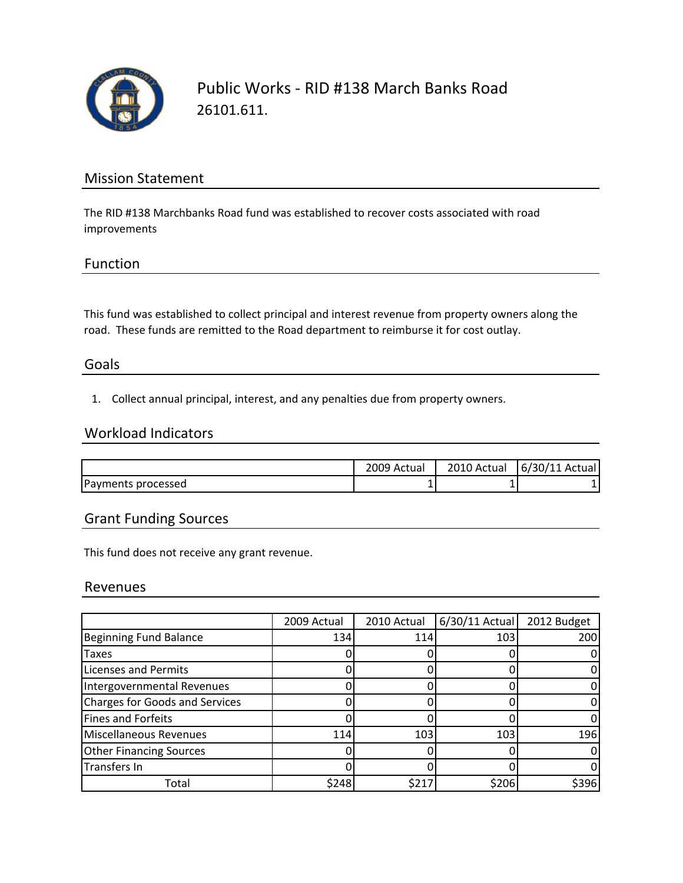# Public Works - RID #138 March Banks Road

26101.611.

## Mission Statement

The RID #138 Marchbanks Road fund was established to recover costs associated with road improvements

## Function

This fund was established to collect principal and interest revenue from property owners along the road. These funds are remitted to the Road department to reimburse it for cost outlay.

## Goals

1. Collect annual principal, interest, and any penalties due from property owners.

## Workload Indicators

| | 2009 Actual | 2010 Actual | 6/30/11 Actual |
|---|---|---|---|
| Payments processed | 1 | 1 | 1 |

## Grant Funding Sources

This fund does not receive any grant revenue.

## Revenues

| | 2009 Actual | 2010 Actual | 6/30/11 Actual | 2012 Budget |
|---|---|---|---|---|
| Beginning Fund Balance | 134 | 114 | 103 | 200 |
| Taxes | 0 | 0 | 0 | 0 |
| Licenses and Permits | 0 | 0 | 0 | 0 |
| Intergovernmental Revenues | 0 | 0 | 0 | 0 |
| Charges for Goods and Services | 0 | 0 | 0 | 0 |
| Fines and Forfeits | 0 | 0 | 0 | 0 |
| Miscellaneous Revenues | 114 | 103 | 103 | 196 |
| Other Financing Sources | 0 | 0 | 0 | 0 |
| Transfers In | 0 | 0 | 0 | 0 |
| Total | $248 | $217 | $206 | $396 |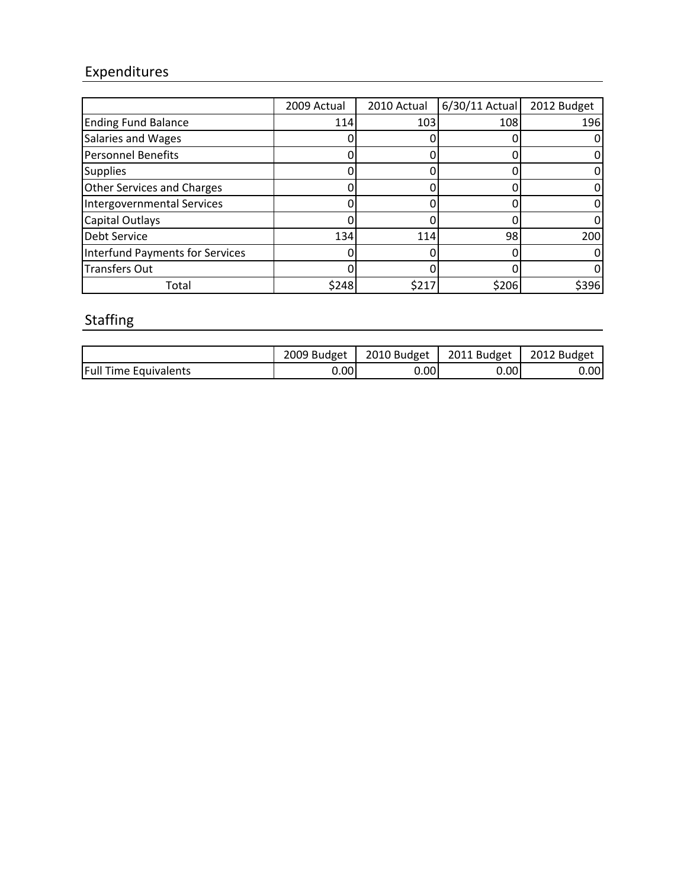## Expenditures

| | 2009 Actual | 2010 Actual | 6/30/11 Actual | 2012 Budget |
|---|---|---|---|---|
| Ending Fund Balance | 114 | 103 | 108 | 196 |
| Salaries and Wages | 0 | 0 | 0 | 0 |
| Personnel Benefits | 0 | 0 | 0 | 0 |
| Supplies | 0 | 0 | 0 | 0 |
| Other Services and Charges | 0 | 0 | 0 | 0 |
| Intergovernmental Services | 0 | 0 | 0 | 0 |
| Capital Outlays | 0 | 0 | 0 | 0 |
| Debt Service | 134 | 114 | 98 | 200 |
| Interfund Payments for Services | 0 | 0 | 0 | 0 |
| Transfers Out | 0 | 0 | 0 | 0 |
| Total | $248 | $217 | $206 | $396 |

## Staffing

| | 2009 Budget | 2010 Budget | 2011 Budget | 2012 Budget |
|---|---|---|---|---|
| Full Time Equivalents | 0.00 | 0.00 | 0.00 | 0.00 |